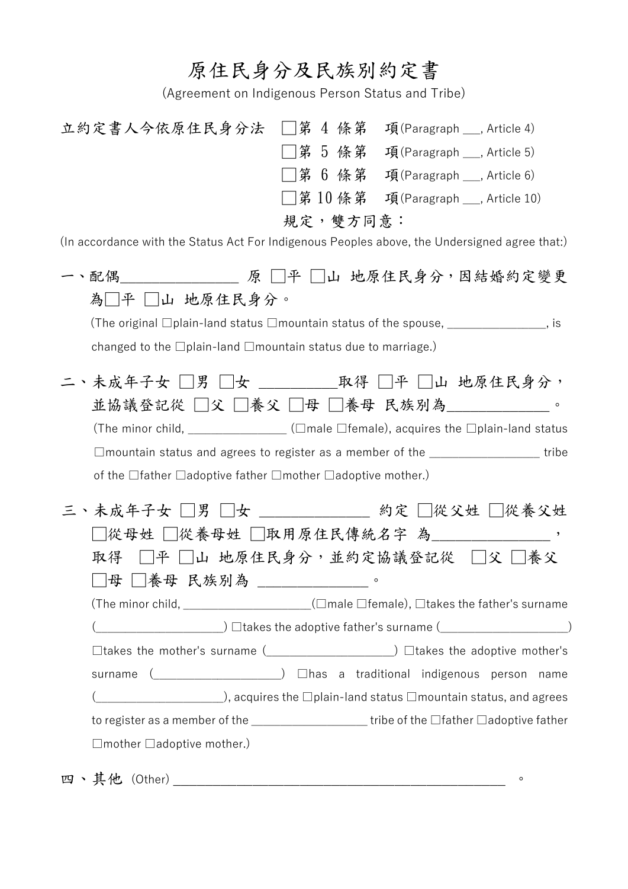# 原住民身分及民族別約定書

(Agreement on Indigenous Person Status and Tribe)

立約定書人今依原住民身分法 □第 4 條第　項(Paragraph ___, Article 4)
□第 5 條第　項(Paragraph ___, Article 5)
□第 6 條第　項(Paragraph ___, Article 6)
□第 10 條第　項(Paragraph ___, Article 10)
規定，雙方同意：

(In accordance with the Status Act For Indigenous Peoples above, the Undersigned agree that:)

一、配偶________________ 原 □平 □山 地原住民身分，因結婚約定變更為□平 □山 地原住民身分。

(The original □plain-land status □mountain status of the spouse, ________________, is changed to the □plain-land □mountain status due to marriage.)

二、未成年子女 □男 □女 __________取得 □平 □山 地原住民身分，並協議登記從 □父 □養父 □母 □養母 民族別為_____________。

(The minor child, ________________ (□male □female), acquires the □plain-land status □mountain status and agrees to register as a member of the __________________ tribe of the □father □adoptive father □mother □adoptive mother.)

三、未成年子女 □男 □女 ______________ 約定 □從父姓 □從養父姓 □從母姓 □從養母姓 □取用原住民傳統名字 為________________，取得 □平 □山 地原住民身分，並約定協議登記從 □父 □養父 □母 □養母 民族別為 ______________。

(The minor child, ____________________(□male □female), □takes the father's surname (____________________) □takes the adoptive father's surname (____________________) □takes the mother's surname (____________________) □takes the adoptive mother's surname (____________________) □has a traditional indigenous person name (____________________), acquires the □plain-land status □mountain status, and agrees to register as a member of the ___________________ tribe of the □father □adoptive father □mother □adoptive mother.)

四、其他 (Other) ____________________________________________________ 。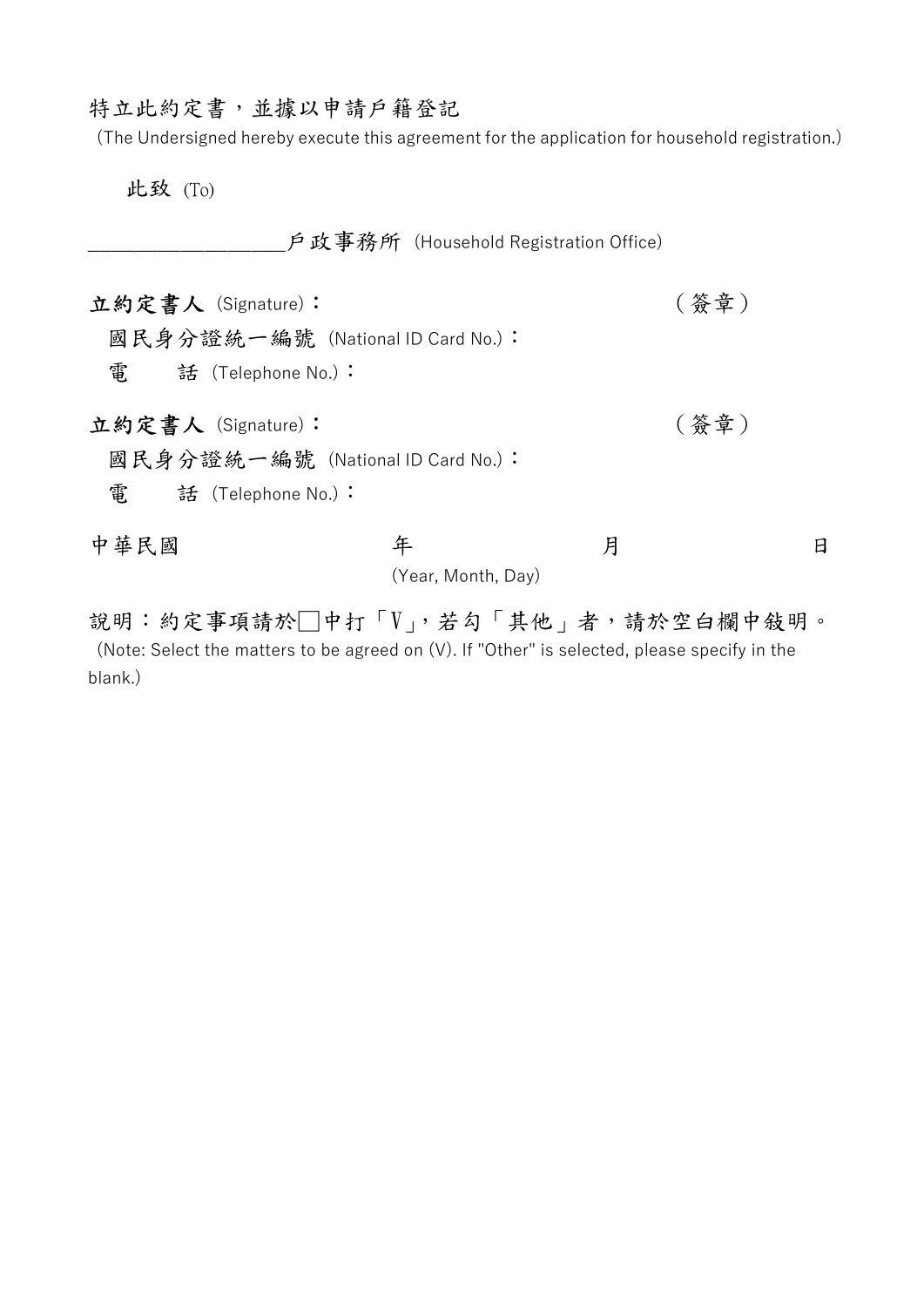特立此約定書，並據以申請戶籍登記

(The Undersigned hereby execute this agreement for the application for household registration.)

此致 (To)

____________________戶政事務所 (Household Registration Office)

**立約定書人** (Signature)：　　　　　　　　　　　　　　　　　　（簽章）

國民身分證統一編號 (National ID Card No.)：

電　　話 (Telephone No.)：

**立約定書人** (Signature)：　　　　　　　　　　　　　　　　　　（簽章）

國民身分證統一編號 (National ID Card No.)：

電　　話 (Telephone No.)：

中華民國　　　　　　　　　年　　　　　　　　　月　　　　　　　　　日

(Year, Month, Day)

說明：約定事項請於□中打「V」，若勾「其他」者，請於空白欄中敘明。

(Note: Select the matters to be agreed on (V). If "Other" is selected, please specify in the blank.)